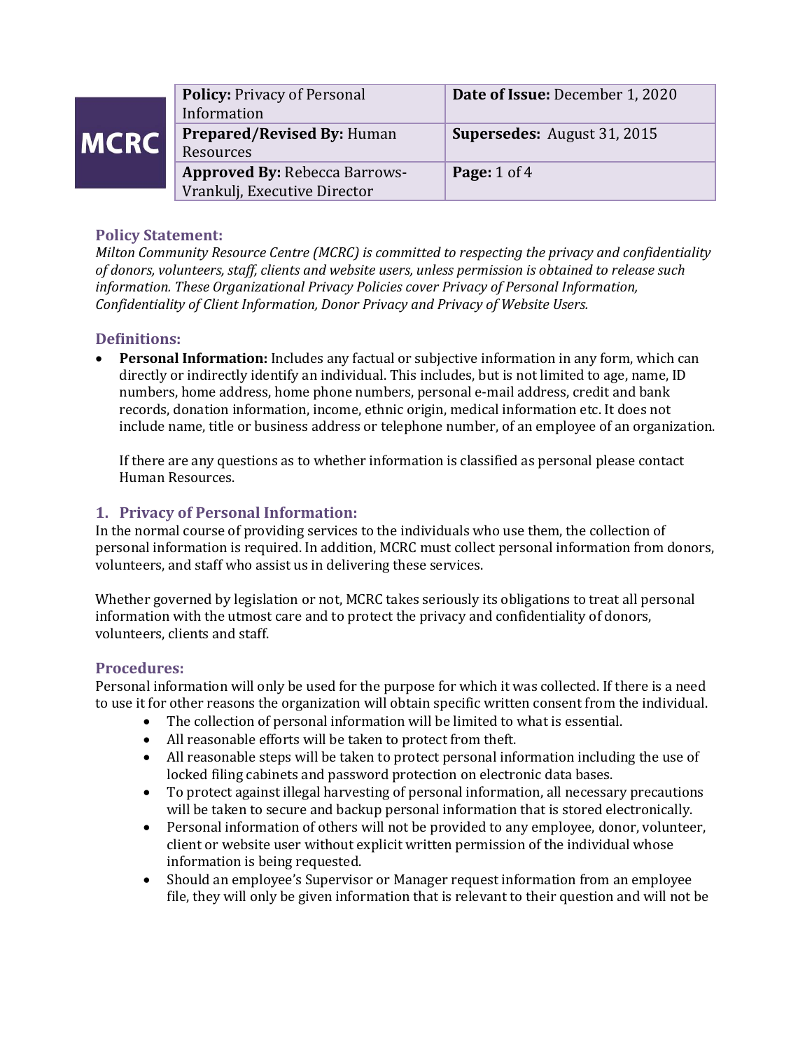MCRC

| **Policy:** Privacy of Personal Information | **Date of Issue:** December 1, 2020 |
| --- | --- |
| **Prepared/Revised By:** Human Resources | **Supersedes:** August 31, 2015 |
| **Approved By:** Rebecca Barrows-Vrankulj, Executive Director | **Page:** 1 of 4 |

## Policy Statement:

*Milton Community Resource Centre (MCRC) is committed to respecting the privacy and confidentiality of donors, volunteers, staff, clients and website users, unless permission is obtained to release such information. These Organizational Privacy Policies cover Privacy of Personal Information, Confidentiality of Client Information, Donor Privacy and Privacy of Website Users.*

## Definitions:

- **Personal Information:** Includes any factual or subjective information in any form, which can directly or indirectly identify an individual. This includes, but is not limited to age, name, ID numbers, home address, home phone numbers, personal e-mail address, credit and bank records, donation information, income, ethnic origin, medical information etc. It does not include name, title or business address or telephone number, of an employee of an organization.

  If there are any questions as to whether information is classified as personal please contact Human Resources.

## 1. Privacy of Personal Information:

In the normal course of providing services to the individuals who use them, the collection of personal information is required. In addition, MCRC must collect personal information from donors, volunteers, and staff who assist us in delivering these services.

Whether governed by legislation or not, MCRC takes seriously its obligations to treat all personal information with the utmost care and to protect the privacy and confidentiality of donors, volunteers, clients and staff.

## Procedures:

Personal information will only be used for the purpose for which it was collected. If there is a need to use it for other reasons the organization will obtain specific written consent from the individual.

- The collection of personal information will be limited to what is essential.
- All reasonable efforts will be taken to protect from theft.
- All reasonable steps will be taken to protect personal information including the use of locked filing cabinets and password protection on electronic data bases.
- To protect against illegal harvesting of personal information, all necessary precautions will be taken to secure and backup personal information that is stored electronically.
- Personal information of others will not be provided to any employee, donor, volunteer, client or website user without explicit written permission of the individual whose information is being requested.
- Should an employee's Supervisor or Manager request information from an employee file, they will only be given information that is relevant to their question and will not be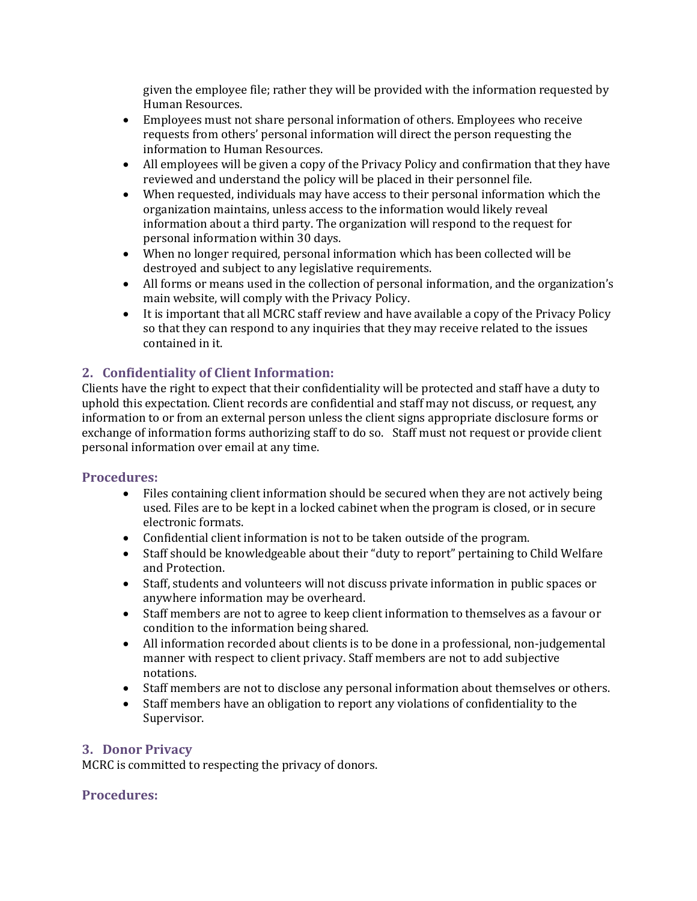given the employee file; rather they will be provided with the information requested by Human Resources.

- Employees must not share personal information of others. Employees who receive requests from others' personal information will direct the person requesting the information to Human Resources.
- All employees will be given a copy of the Privacy Policy and confirmation that they have reviewed and understand the policy will be placed in their personnel file.
- When requested, individuals may have access to their personal information which the organization maintains, unless access to the information would likely reveal information about a third party. The organization will respond to the request for personal information within 30 days.
- When no longer required, personal information which has been collected will be destroyed and subject to any legislative requirements.
- All forms or means used in the collection of personal information, and the organization's main website, will comply with the Privacy Policy.
- It is important that all MCRC staff review and have available a copy of the Privacy Policy so that they can respond to any inquiries that they may receive related to the issues contained in it.

### 2. Confidentiality of Client Information:

Clients have the right to expect that their confidentiality will be protected and staff have a duty to uphold this expectation. Client records are confidential and staff may not discuss, or request, any information to or from an external person unless the client signs appropriate disclosure forms or exchange of information forms authorizing staff to do so. Staff must not request or provide client personal information over email at any time.

### Procedures:

- Files containing client information should be secured when they are not actively being used. Files are to be kept in a locked cabinet when the program is closed, or in secure electronic formats.
- Confidential client information is not to be taken outside of the program.
- Staff should be knowledgeable about their "duty to report" pertaining to Child Welfare and Protection.
- Staff, students and volunteers will not discuss private information in public spaces or anywhere information may be overheard.
- Staff members are not to agree to keep client information to themselves as a favour or condition to the information being shared.
- All information recorded about clients is to be done in a professional, non-judgemental manner with respect to client privacy. Staff members are not to add subjective notations.
- Staff members are not to disclose any personal information about themselves or others.
- Staff members have an obligation to report any violations of confidentiality to the Supervisor.

### 3. Donor Privacy

MCRC is committed to respecting the privacy of donors.

### Procedures: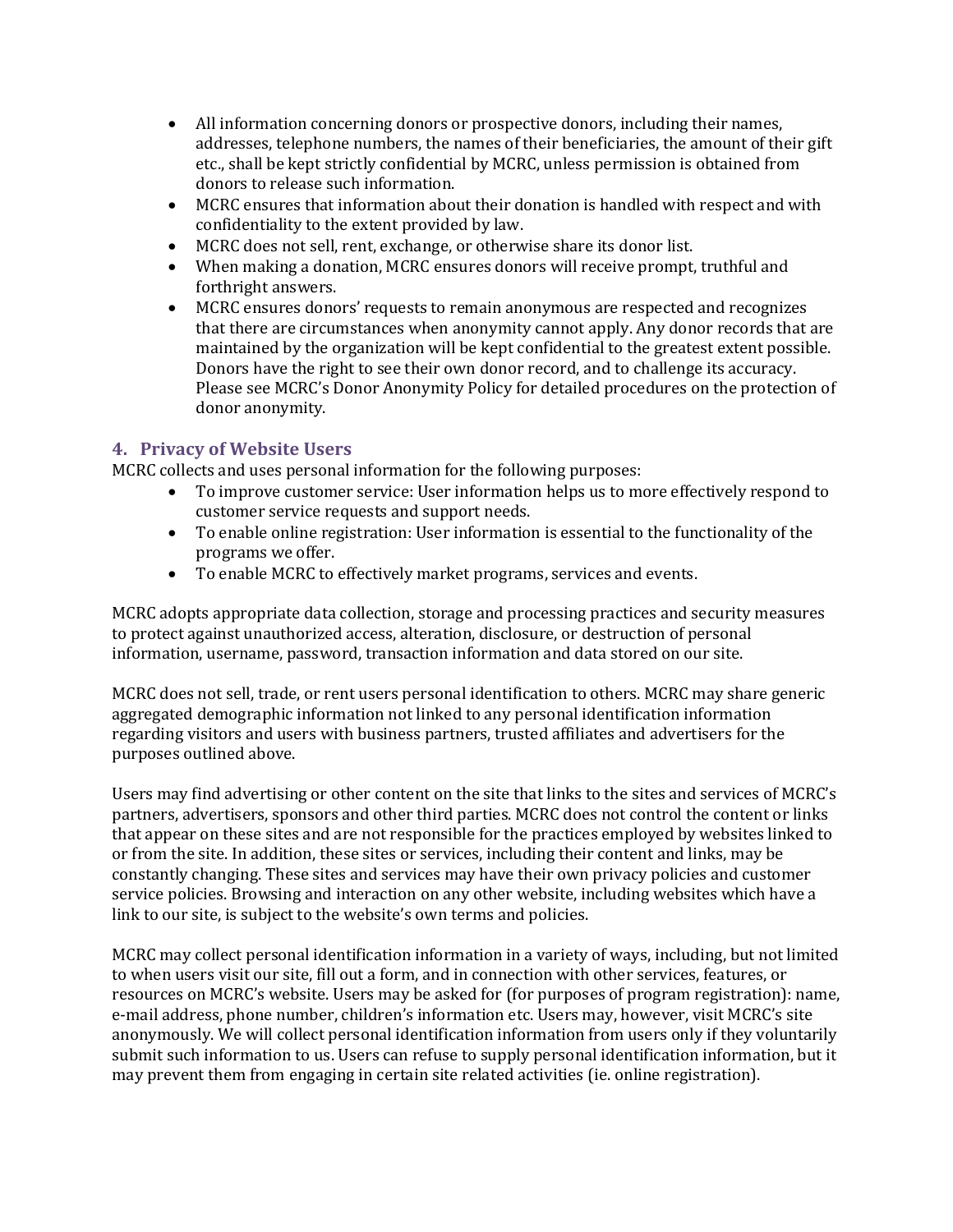- All information concerning donors or prospective donors, including their names, addresses, telephone numbers, the names of their beneficiaries, the amount of their gift etc., shall be kept strictly confidential by MCRC, unless permission is obtained from donors to release such information.
- MCRC ensures that information about their donation is handled with respect and with confidentiality to the extent provided by law.
- MCRC does not sell, rent, exchange, or otherwise share its donor list.
- When making a donation, MCRC ensures donors will receive prompt, truthful and forthright answers.
- MCRC ensures donors' requests to remain anonymous are respected and recognizes that there are circumstances when anonymity cannot apply. Any donor records that are maintained by the organization will be kept confidential to the greatest extent possible. Donors have the right to see their own donor record, and to challenge its accuracy. Please see MCRC's Donor Anonymity Policy for detailed procedures on the protection of donor anonymity.

## 4. Privacy of Website Users

MCRC collects and uses personal information for the following purposes:

- To improve customer service: User information helps us to more effectively respond to customer service requests and support needs.
- To enable online registration: User information is essential to the functionality of the programs we offer.
- To enable MCRC to effectively market programs, services and events.

MCRC adopts appropriate data collection, storage and processing practices and security measures to protect against unauthorized access, alteration, disclosure, or destruction of personal information, username, password, transaction information and data stored on our site.

MCRC does not sell, trade, or rent users personal identification to others. MCRC may share generic aggregated demographic information not linked to any personal identification information regarding visitors and users with business partners, trusted affiliates and advertisers for the purposes outlined above.

Users may find advertising or other content on the site that links to the sites and services of MCRC's partners, advertisers, sponsors and other third parties. MCRC does not control the content or links that appear on these sites and are not responsible for the practices employed by websites linked to or from the site. In addition, these sites or services, including their content and links, may be constantly changing. These sites and services may have their own privacy policies and customer service policies. Browsing and interaction on any other website, including websites which have a link to our site, is subject to the website's own terms and policies.

MCRC may collect personal identification information in a variety of ways, including, but not limited to when users visit our site, fill out a form, and in connection with other services, features, or resources on MCRC's website. Users may be asked for (for purposes of program registration): name, e-mail address, phone number, children's information etc. Users may, however, visit MCRC's site anonymously. We will collect personal identification information from users only if they voluntarily submit such information to us. Users can refuse to supply personal identification information, but it may prevent them from engaging in certain site related activities (ie. online registration).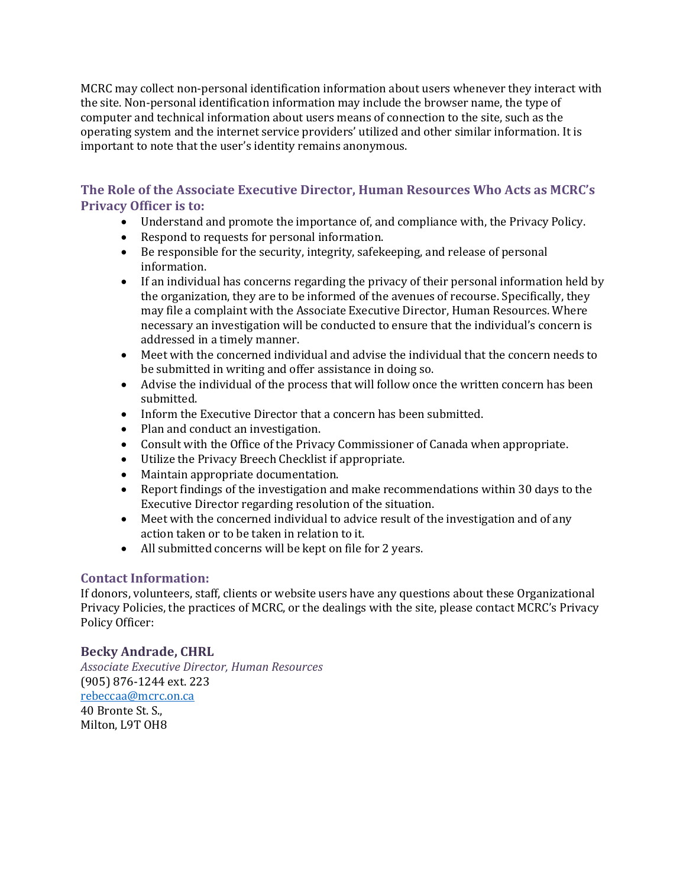MCRC may collect non-personal identification information about users whenever they interact with the site. Non-personal identification information may include the browser name, the type of computer and technical information about users means of connection to the site, such as the operating system and the internet service providers' utilized and other similar information. It is important to note that the user's identity remains anonymous.

## The Role of the Associate Executive Director, Human Resources Who Acts as MCRC's Privacy Officer is to:

- Understand and promote the importance of, and compliance with, the Privacy Policy.
- Respond to requests for personal information.
- Be responsible for the security, integrity, safekeeping, and release of personal information.
- If an individual has concerns regarding the privacy of their personal information held by the organization, they are to be informed of the avenues of recourse. Specifically, they may file a complaint with the Associate Executive Director, Human Resources. Where necessary an investigation will be conducted to ensure that the individual's concern is addressed in a timely manner.
- Meet with the concerned individual and advise the individual that the concern needs to be submitted in writing and offer assistance in doing so.
- Advise the individual of the process that will follow once the written concern has been submitted.
- Inform the Executive Director that a concern has been submitted.
- Plan and conduct an investigation.
- Consult with the Office of the Privacy Commissioner of Canada when appropriate.
- Utilize the Privacy Breech Checklist if appropriate.
- Maintain appropriate documentation.
- Report findings of the investigation and make recommendations within 30 days to the Executive Director regarding resolution of the situation.
- Meet with the concerned individual to advice result of the investigation and of any action taken or to be taken in relation to it.
- All submitted concerns will be kept on file for 2 years.

## Contact Information:

If donors, volunteers, staff, clients or website users have any questions about these Organizational Privacy Policies, the practices of MCRC, or the dealings with the site, please contact MCRC's Privacy Policy Officer:

**Becky Andrade, CHRL**
*Associate Executive Director, Human Resources*
(905) 876-1244 ext. 223
rebeccaa@mcrc.on.ca
40 Bronte St. S.,
Milton, L9T OH8